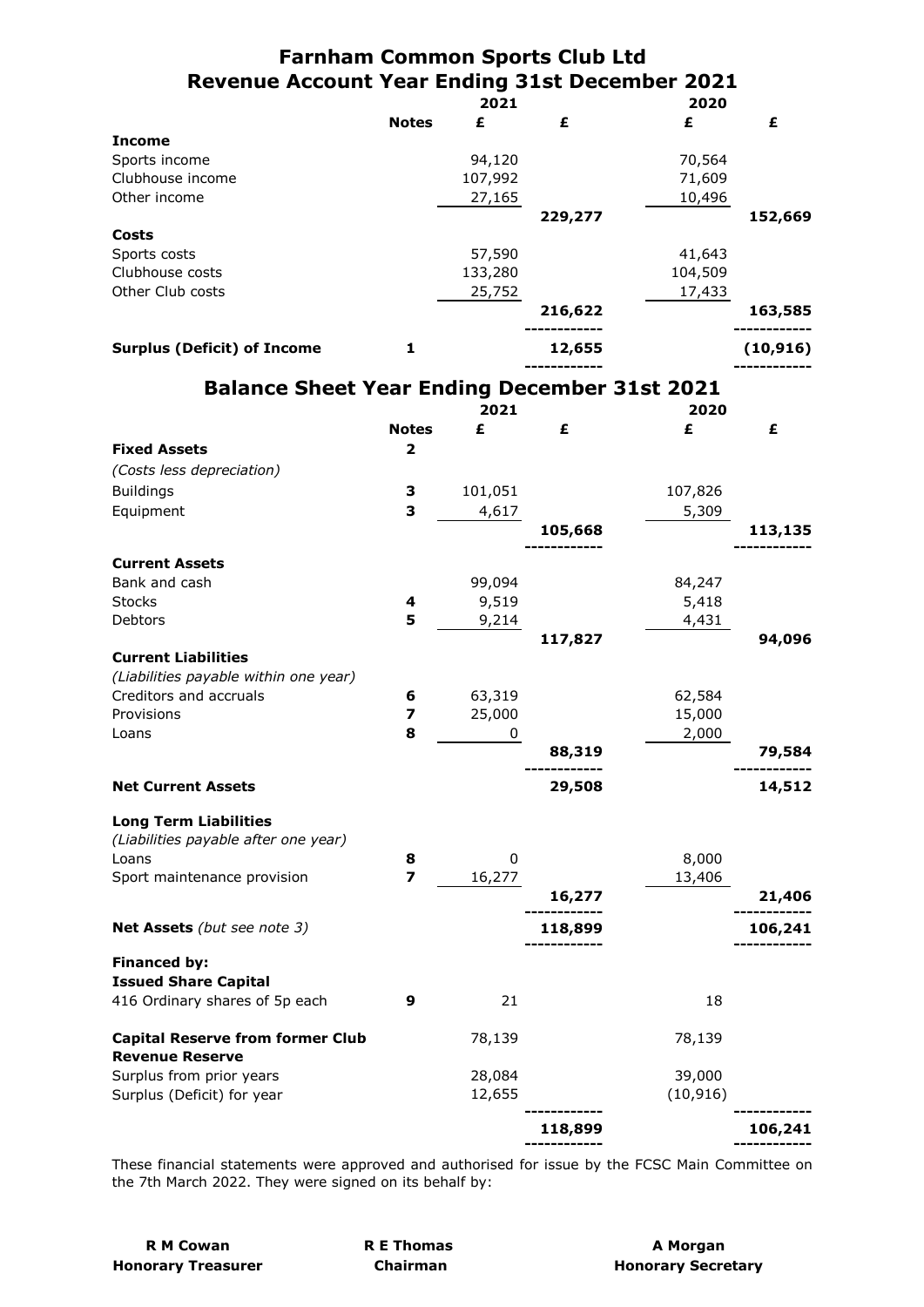# Farnham Common Sports Club Ltd

## Revenue Account Year Ending 31st December 2021

| | Notes | 2021 £ | 2021 £ | 2020 £ | 2020 £ |
|---|---|---|---|---|---|
| **Income** | | | | | |
| Sports income | | 94,120 | | 70,564 | |
| Clubhouse income | | 107,992 | | 71,609 | |
| Other income | | 27,165 | | 10,496 | |
| | | | 229,277 | | 152,669 |
| **Costs** | | | | | |
| Sports costs | | 57,590 | | 41,643 | |
| Clubhouse costs | | 133,280 | | 104,509 | |
| Other Club costs | | 25,752 | | 17,433 | |
| | | | 216,622 | | 163,585 |
| **Surplus (Deficit) of Income** | 1 | | 12,655 | | (10,916) |

## Balance Sheet Year Ending December 31st 2021

| | Notes | 2021 £ | 2021 £ | 2020 £ | 2020 £ |
|---|---|---|---|---|---|
| **Fixed Assets** | 2 | | | | |
| *(Costs less depreciation)* | | | | | |
| Buildings | 3 | 101,051 | | 107,826 | |
| Equipment | 3 | 4,617 | | 5,309 | |
| | | | 105,668 | | 113,135 |
| **Current Assets** | | | | | |
| Bank and cash | | 99,094 | | 84,247 | |
| Stocks | 4 | 9,519 | | 5,418 | |
| Debtors | 5 | 9,214 | | 4,431 | |
| | | | 117,827 | | 94,096 |
| **Current Liabilities** | | | | | |
| *(Liabilities payable within one year)* | | | | | |
| Creditors and accruals | 6 | 63,319 | | 62,584 | |
| Provisions | 7 | 25,000 | | 15,000 | |
| Loans | 8 | 0 | | 2,000 | |
| | | | 88,319 | | 79,584 |
| **Net Current Assets** | | | 29,508 | | 14,512 |
| **Long Term Liabilities** | | | | | |
| *(Liabilities payable after one year)* | | | | | |
| Loans | 8 | 0 | | 8,000 | |
| Sport maintenance provision | 7 | 16,277 | | 13,406 | |
| | | | 16,277 | | 21,406 |
| **Net Assets** *(but see note 3)* | | | 118,899 | | 106,241 |
| **Financed by:** | | | | | |
| **Issued Share Capital** | | | | | |
| 416 Ordinary shares of 5p each | 9 | 21 | | 18 | |
| **Capital Reserve from former Club** | | 78,139 | | 78,139 | |
| **Revenue Reserve** | | | | | |
| Surplus from prior years | | 28,084 | | 39,000 | |
| Surplus (Deficit) for year | | 12,655 | | (10,916) | |
| | | | 118,899 | | 106,241 |

These financial statements were approved and authorised for issue by the FCSC Main Committee on the 7th March 2022. They were signed on its behalf by:

| **R M Cowan** | **R E Thomas** | **A Morgan** |
|---|---|---|
| **Honorary Treasurer** | **Chairman** | **Honorary Secretary** |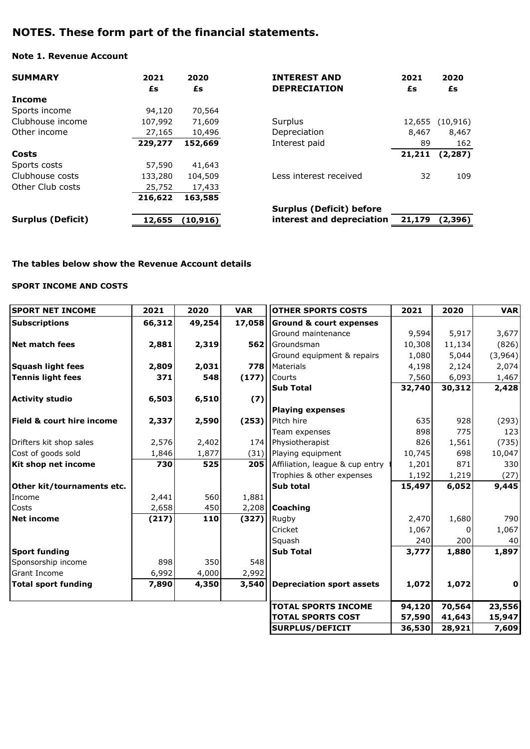## NOTES. These form part of the financial statements.

### Note 1. Revenue Account

| SUMMARY | 2021 £s | 2020 £s |
|---|---|---|
| **Income** | | |
| Sports income | 94,120 | 70,564 |
| Clubhouse income | 107,992 | 71,609 |
| Other income | 27,165 | 10,496 |
| | **229,277** | **152,669** |
| **Costs** | | |
| Sports costs | 57,590 | 41,643 |
| Clubhouse costs | 133,280 | 104,509 |
| Other Club costs | 25,752 | 17,433 |
| | **216,622** | **163,585** |
| **Surplus (Deficit)** | **12,655** | **(10,916)** |

| INTEREST AND DEPRECIATION | 2021 £s | 2020 £s |
|---|---|---|
| Surplus | 12,655 | (10,916) |
| Depreciation | 8,467 | 8,467 |
| Interest paid | 89 | 162 |
| | **21,211** | **(2,287)** |
| Less interest received | 32 | 109 |
| **Surplus (Deficit) before interest and depreciation** | **21,179** | **(2,396)** |

**The tables below show the Revenue Account details**

**SPORT INCOME AND COSTS**

| SPORT NET INCOME | 2021 | 2020 | VAR |
|---|---|---|---|
| **Subscriptions** | **66,312** | **49,254** | **17,058** |
| **Net match fees** | **2,881** | **2,319** | **562** |
| **Squash light fees** | **2,809** | **2,031** | **778** |
| **Tennis light fees** | **371** | **548** | **(177)** |
| **Activity studio** | **6,503** | **6,510** | **(7)** |
| **Field & court hire income** | **2,337** | **2,590** | **(253)** |
| Drifters kit shop sales | 2,576 | 2,402 | 174 |
| Cost of goods sold | 1,846 | 1,877 | (31) |
| **Kit shop net income** | **730** | **525** | **205** |
| **Other kit/tournaments etc.** | | | |
| Income | 2,441 | 560 | 1,881 |
| Costs | 2,658 | 450 | 2,208 |
| **Net income** | **(217)** | **110** | **(327)** |
| **Sport funding** | | | |
| Sponsorship income | 898 | 350 | 548 |
| Grant Income | 6,992 | 4,000 | 2,992 |
| **Total sport funding** | **7,890** | **4,350** | **3,540** |

| OTHER SPORTS COSTS | 2021 | 2020 | VAR |
|---|---|---|---|
| **Ground & court expenses** | | | |
| Ground maintenance | 9,594 | 5,917 | 3,677 |
| Groundsman | 10,308 | 11,134 | (826) |
| Ground equipment & repairs | 1,080 | 5,044 | (3,964) |
| Materials | 4,198 | 2,124 | 2,074 |
| Courts | 7,560 | 6,093 | 1,467 |
| **Sub Total** | **32,740** | **30,312** | **2,428** |
| **Playing expenses** | | | |
| Pitch hire | 635 | 928 | (293) |
| Team expenses | 898 | 775 | 123 |
| Physiotherapist | 826 | 1,561 | (735) |
| Playing equipment | 10,745 | 698 | 10,047 |
| Affiliation, league & cup entry f | 1,201 | 871 | 330 |
| Trophies & other expenses | 1,192 | 1,219 | (27) |
| **Sub total** | **15,497** | **6,052** | **9,445** |
| **Coaching** | | | |
| Rugby | 2,470 | 1,680 | 790 |
| Cricket | 1,067 | 0 | 1,067 |
| Squash | 240 | 200 | 40 |
| **Sub Total** | **3,777** | **1,880** | **1,897** |
| **Depreciation sport assets** | **1,072** | **1,072** | **0** |
| **TOTAL SPORTS INCOME** | **94,120** | **70,564** | **23,556** |
| **TOTAL SPORTS COST** | **57,590** | **41,643** | **15,947** |
| **SURPLUS/DEFICIT** | **36,530** | **28,921** | **7,609** |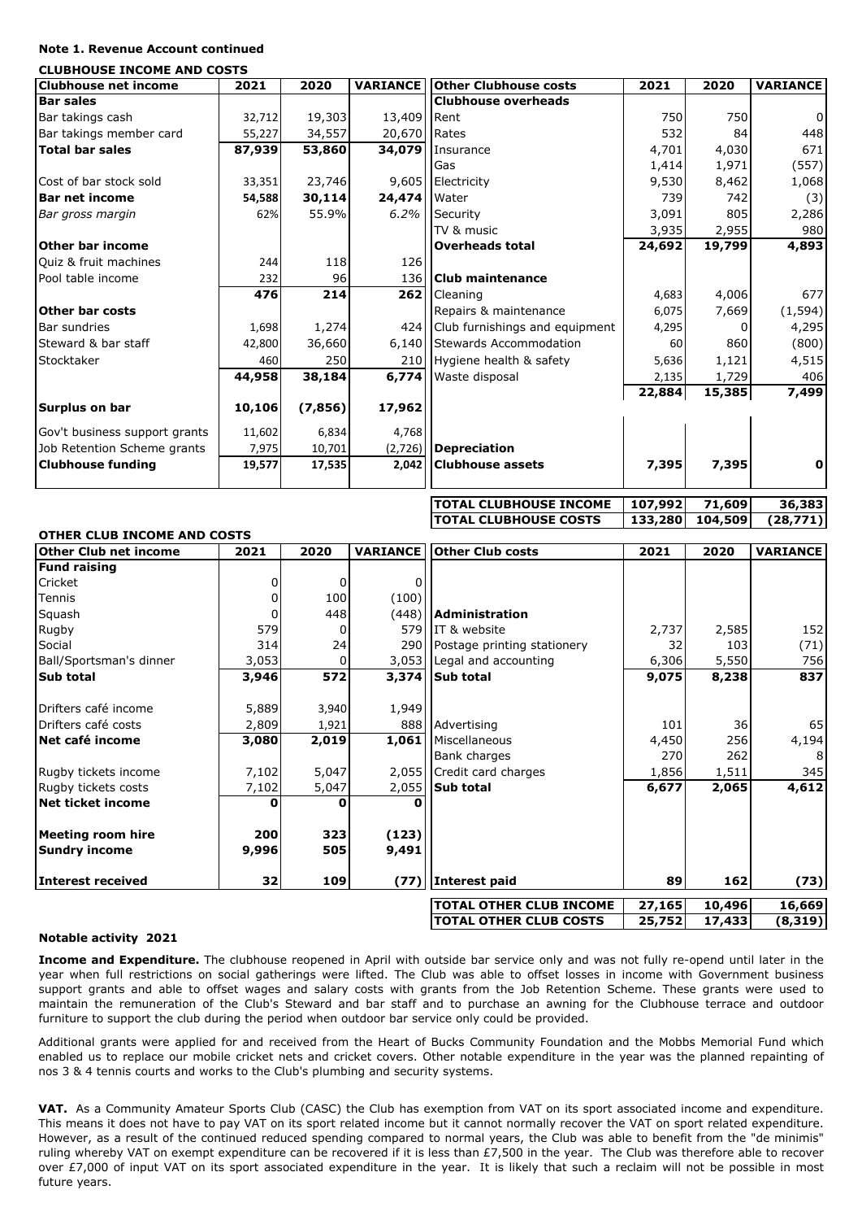**Note 1. Revenue Account continued**

**CLUBHOUSE INCOME AND COSTS**

| Clubhouse net income | 2021 | 2020 | VARIANCE | Other Clubhouse costs | 2021 | 2020 | VARIANCE |
|---|---|---|---|---|---|---|---|
| **Bar sales** | | | | **Clubhouse overheads** | | | |
| Bar takings cash | 32,712 | 19,303 | 13,409 | Rent | 750 | 750 | 0 |
| Bar takings member card | 55,227 | 34,557 | 20,670 | Rates | 532 | 84 | 448 |
| **Total bar sales** | **87,939** | **53,860** | **34,079** | Insurance | 4,701 | 4,030 | 671 |
| | | | | Gas | 1,414 | 1,971 | (557) |
| Cost of bar stock sold | 33,351 | 23,746 | 9,605 | Electricity | 9,530 | 8,462 | 1,068 |
| **Bar net income** | **54,588** | **30,114** | **24,474** | Water | 739 | 742 | (3) |
| *Bar gross margin* | 62% | 55.9% | *6.2%* | Security | 3,091 | 805 | 2,286 |
| | | | | TV & music | 3,935 | 2,955 | 980 |
| **Other bar income** | | | | **Overheads total** | **24,692** | **19,799** | **4,893** |
| Quiz & fruit machines | 244 | 118 | 126 | | | | |
| Pool table income | 232 | 96 | 136 | **Club maintenance** | | | |
| | **476** | **214** | **262** | Cleaning | 4,683 | 4,006 | 677 |
| **Other bar costs** | | | | Repairs & maintenance | 6,075 | 7,669 | (1,594) |
| Bar sundries | 1,698 | 1,274 | 424 | Club furnishings and equipment | 4,295 | 0 | 4,295 |
| Steward & bar staff | 42,800 | 36,660 | 6,140 | Stewards Accommodation | 60 | 860 | (800) |
| Stocktaker | 460 | 250 | 210 | Hygiene health & safety | 5,636 | 1,121 | 4,515 |
| | **44,958** | **38,184** | **6,774** | Waste disposal | 2,135 | 1,729 | 406 |
| | | | | | **22,884** | **15,385** | **7,499** |
| **Surplus on bar** | **10,106** | **(7,856)** | **17,962** | | | | |
| Gov't business support grants | 11,602 | 6,834 | 4,768 | | | | |
| Job Retention Scheme grants | 7,975 | 10,701 | (2,726) | **Depreciation** | | | |
| **Clubhouse funding** | **19,577** | **17,535** | **2,042** | **Clubhouse assets** | **7,395** | **7,395** | **0** |
| | | | | **TOTAL CLUBHOUSE INCOME** | **107,992** | **71,609** | **36,383** |
| | | | | **TOTAL CLUBHOUSE COSTS** | **133,280** | **104,509** | **(28,771)** |

**OTHER CLUB INCOME AND COSTS**

| Other Club net income | 2021 | 2020 | VARIANCE | Other Club costs | 2021 | 2020 | VARIANCE |
|---|---|---|---|---|---|---|---|
| **Fund raising** | | | | | | | |
| Cricket | 0 | 0 | 0 | | | | |
| Tennis | 0 | 100 | (100) | | | | |
| Squash | 0 | 448 | (448) | **Administration** | | | |
| Rugby | 579 | 0 | 579 | IT & website | 2,737 | 2,585 | 152 |
| Social | 314 | 24 | 290 | Postage printing stationery | 32 | 103 | (71) |
| Ball/Sportsman's dinner | 3,053 | 0 | 3,053 | Legal and accounting | 6,306 | 5,550 | 756 |
| **Sub total** | **3,946** | **572** | **3,374** | **Sub total** | **9,075** | **8,238** | **837** |
| Drifters café income | 5,889 | 3,940 | 1,949 | | | | |
| Drifters café costs | 2,809 | 1,921 | 888 | Advertising | 101 | 36 | 65 |
| **Net café income** | **3,080** | **2,019** | **1,061** | Miscellaneous | 4,450 | 256 | 4,194 |
| | | | | Bank charges | 270 | 262 | 8 |
| Rugby tickets income | 7,102 | 5,047 | 2,055 | Credit card charges | 1,856 | 1,511 | 345 |
| Rugby tickets costs | 7,102 | 5,047 | 2,055 | **Sub total** | **6,677** | **2,065** | **4,612** |
| **Net ticket income** | **0** | **0** | **0** | | | | |
| **Meeting room hire** | **200** | **323** | **(123)** | | | | |
| **Sundry income** | **9,996** | **505** | **9,491** | | | | |
| **Interest received** | **32** | **109** | **(77)** | **Interest paid** | **89** | **162** | **(73)** |
| | | | | **TOTAL OTHER CLUB INCOME** | **27,165** | **10,496** | **16,669** |
| | | | | **TOTAL OTHER CLUB COSTS** | **25,752** | **17,433** | **(8,319)** |

**Notable activity 2021**

**Income and Expenditure.** The clubhouse reopened in April with outside bar service only and was not fully re-opend until later in the year when full restrictions on social gatherings were lifted. The Club was able to offset losses in income with Government business support grants and able to offset wages and salary costs with grants from the Job Retention Scheme. These grants were used to maintain the remuneration of the Club's Steward and bar staff and to purchase an awning for the Clubhouse terrace and outdoor furniture to support the club during the period when outdoor bar service only could be provided.

Additional grants were applied for and received from the Heart of Bucks Community Foundation and the Mobbs Memorial Fund which enabled us to replace our mobile cricket nets and cricket covers. Other notable expenditure in the year was the planned repainting of nos 3 & 4 tennis courts and works to the Club's plumbing and security systems.

**VAT.** As a Community Amateur Sports Club (CASC) the Club has exemption from VAT on its sport associated income and expenditure. This means it does not have to pay VAT on its sport related income but it cannot normally recover the VAT on sport related expenditure. However, as a result of the continued reduced spending compared to normal years, the Club was able to benefit from the "de minimis" ruling whereby VAT on exempt expenditure can be recovered if it is less than £7,500 in the year. The Club was therefore able to recover over £7,000 of input VAT on its sport associated expenditure in the year. It is likely that such a reclaim will not be possible in most future years.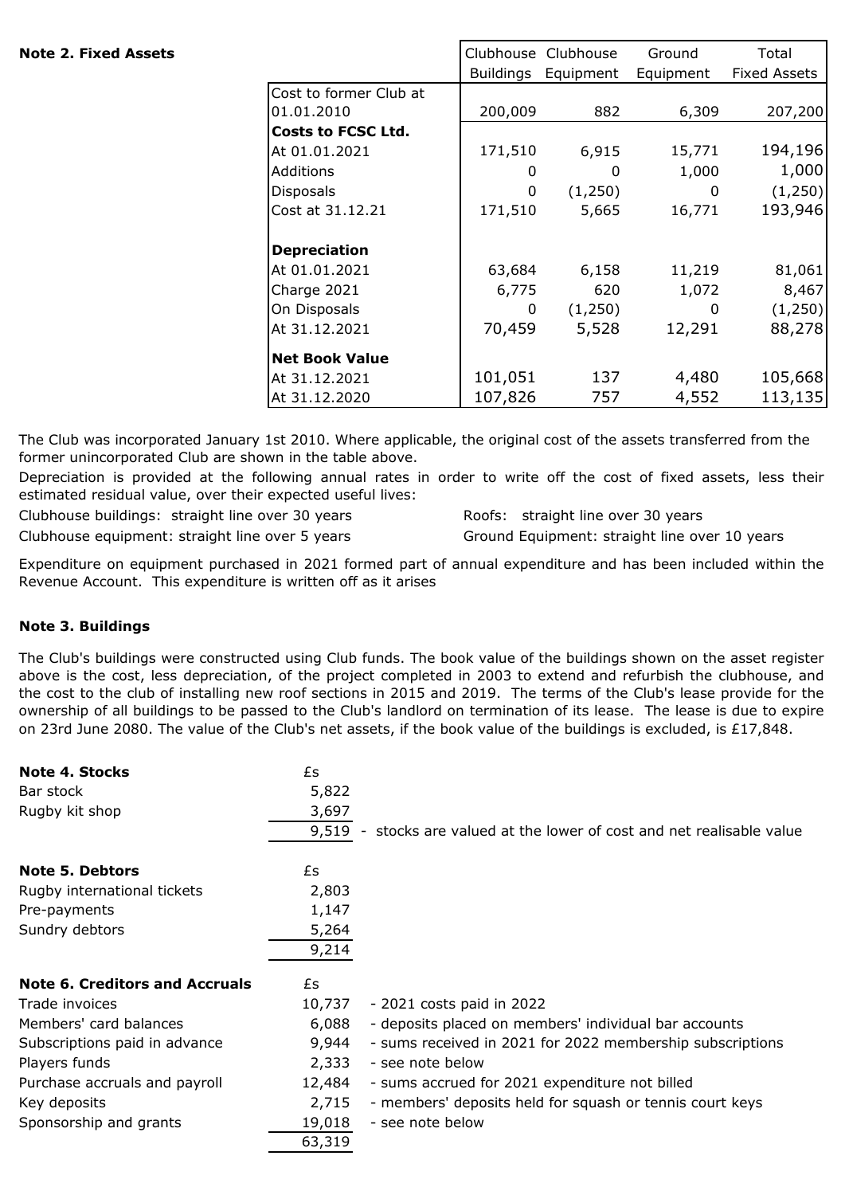**Note 2. Fixed Assets**

| | Clubhouse Buildings | Clubhouse Equipment | Ground Equipment | Total Fixed Assets |
|---|---|---|---|---|
| Cost to former Club at 01.01.2010 | 200,009 | 882 | 6,309 | 207,200 |
| **Costs to FCSC Ltd.** | | | | |
| At 01.01.2021 | 171,510 | 6,915 | 15,771 | 194,196 |
| Additions | 0 | 0 | 1,000 | 1,000 |
| Disposals | 0 | (1,250) | 0 | (1,250) |
| Cost at 31.12.21 | 171,510 | 5,665 | 16,771 | 193,946 |
| **Depreciation** | | | | |
| At 01.01.2021 | 63,684 | 6,158 | 11,219 | 81,061 |
| Charge 2021 | 6,775 | 620 | 1,072 | 8,467 |
| On Disposals | 0 | (1,250) | 0 | (1,250) |
| At 31.12.2021 | 70,459 | 5,528 | 12,291 | 88,278 |
| **Net Book Value** | | | | |
| At 31.12.2021 | 101,051 | 137 | 4,480 | 105,668 |
| At 31.12.2020 | 107,826 | 757 | 4,552 | 113,135 |

The Club was incorporated January 1st 2010. Where applicable, the original cost of the assets transferred from the former unincorporated Club are shown in the table above.

Depreciation is provided at the following annual rates in order to write off the cost of fixed assets, less their estimated residual value, over their expected useful lives:

Clubhouse buildings: straight line over 30 years
Roofs: straight line over 30 years
Clubhouse equipment: straight line over 5 years
Ground Equipment: straight line over 10 years

Expenditure on equipment purchased in 2021 formed part of annual expenditure and has been included within the Revenue Account. This expenditure is written off as it arises

**Note 3. Buildings**

The Club's buildings were constructed using Club funds. The book value of the buildings shown on the asset register above is the cost, less depreciation, of the project completed in 2003 to extend and refurbish the clubhouse, and the cost to the club of installing new roof sections in 2015 and 2019. The terms of the Club's lease provide for the ownership of all buildings to be passed to the Club's landlord on termination of its lease. The lease is due to expire on 23rd June 2080. The value of the Club's net assets, if the book value of the buildings is excluded, is £17,848.

**Note 4. Stocks**

| | £s | |
|---|---|---|
| Bar stock | 5,822 | |
| Rugby kit shop | 3,697 | |
| | 9,519 | - stocks are valued at the lower of cost and net realisable value |

**Note 5. Debtors**

| | £s |
|---|---|
| Rugby international tickets | 2,803 |
| Pre-payments | 1,147 |
| Sundry debtors | 5,264 |
| | 9,214 |

**Note 6. Creditors and Accruals**

| | £s | |
|---|---|---|
| Trade invoices | 10,737 | - 2021 costs paid in 2022 |
| Members' card balances | 6,088 | - deposits placed on members' individual bar accounts |
| Subscriptions paid in advance | 9,944 | - sums received in 2021 for 2022 membership subscriptions |
| Players funds | 2,333 | - see note below |
| Purchase accruals and payroll | 12,484 | - sums accrued for 2021 expenditure not billed |
| Key deposits | 2,715 | - members' deposits held for squash or tennis court keys |
| Sponsorship and grants | 19,018 | - see note below |
| | 63,319 | |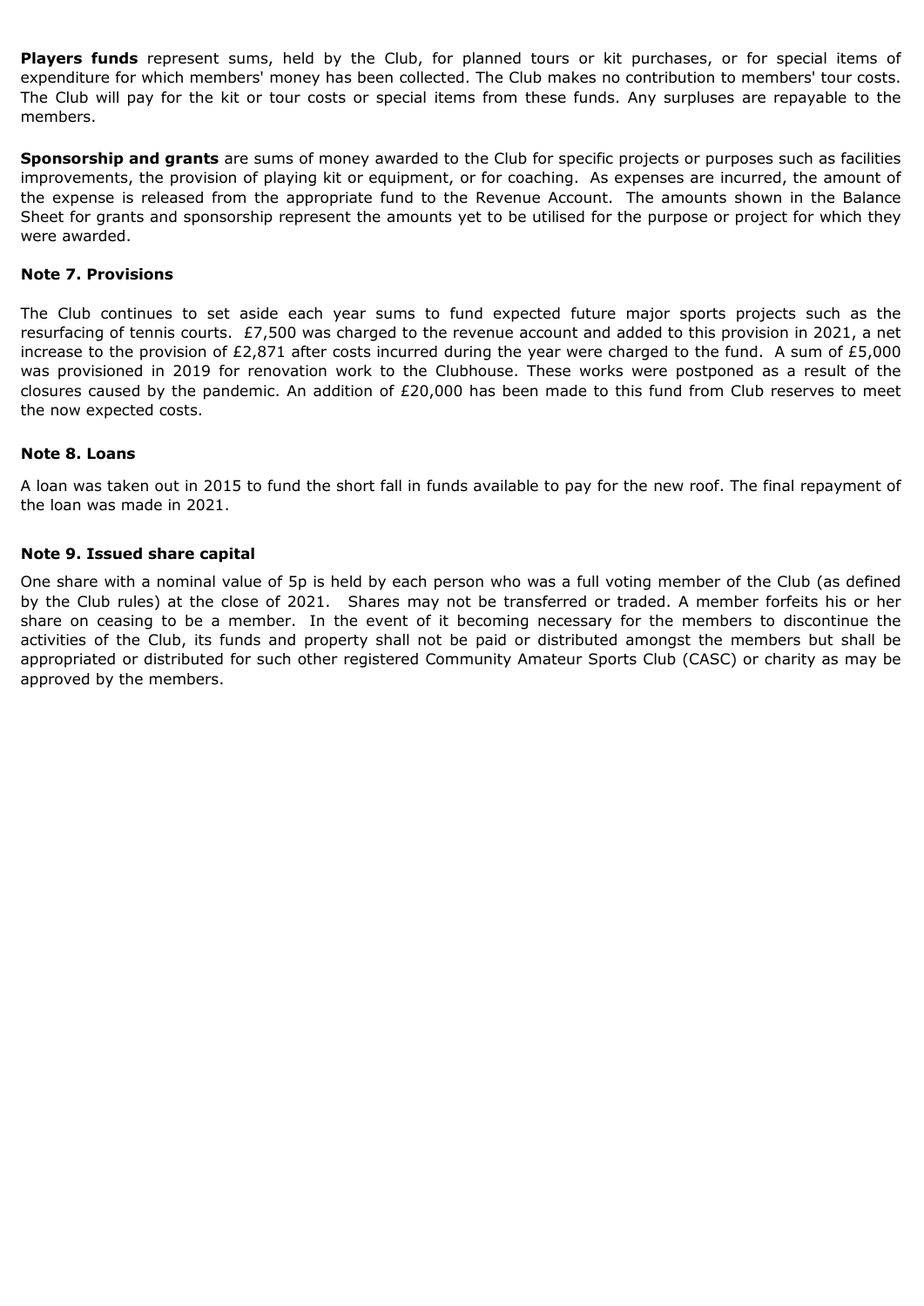**Players funds** represent sums, held by the Club, for planned tours or kit purchases, or for special items of expenditure for which members' money has been collected. The Club makes no contribution to members' tour costs. The Club will pay for the kit or tour costs or special items from these funds. Any surpluses are repayable to the members.

**Sponsorship and grants** are sums of money awarded to the Club for specific projects or purposes such as facilities improvements, the provision of playing kit or equipment, or for coaching. As expenses are incurred, the amount of the expense is released from the appropriate fund to the Revenue Account. The amounts shown in the Balance Sheet for grants and sponsorship represent the amounts yet to be utilised for the purpose or project for which they were awarded.

**Note 7. Provisions**

The Club continues to set aside each year sums to fund expected future major sports projects such as the resurfacing of tennis courts. £7,500 was charged to the revenue account and added to this provision in 2021, a net increase to the provision of £2,871 after costs incurred during the year were charged to the fund. A sum of £5,000 was provisioned in 2019 for renovation work to the Clubhouse. These works were postponed as a result of the closures caused by the pandemic. An addition of £20,000 has been made to this fund from Club reserves to meet the now expected costs.

**Note 8. Loans**

A loan was taken out in 2015 to fund the short fall in funds available to pay for the new roof. The final repayment of the loan was made in 2021.

**Note 9. Issued share capital**

One share with a nominal value of 5p is held by each person who was a full voting member of the Club (as defined by the Club rules) at the close of 2021. Shares may not be transferred or traded. A member forfeits his or her share on ceasing to be a member. In the event of it becoming necessary for the members to discontinue the activities of the Club, its funds and property shall not be paid or distributed amongst the members but shall be appropriated or distributed for such other registered Community Amateur Sports Club (CASC) or charity as may be approved by the members.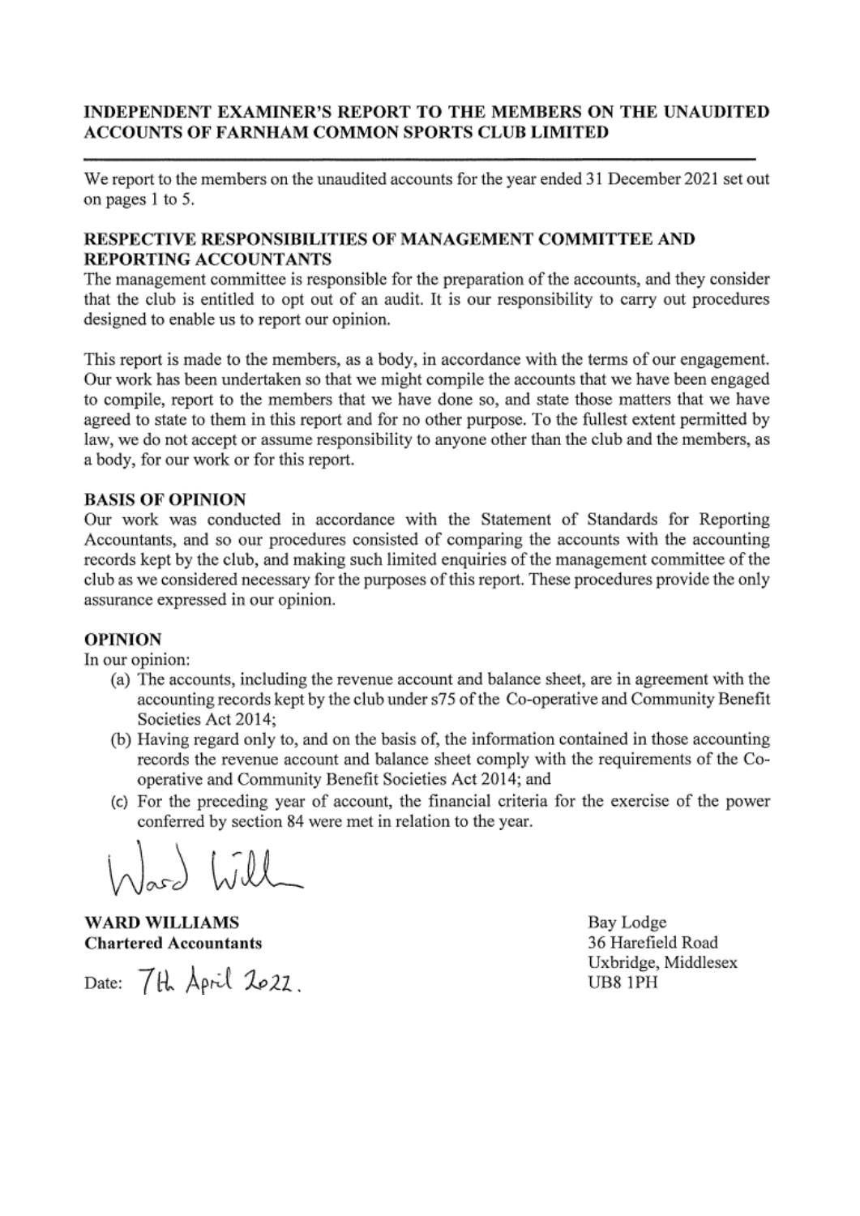## INDEPENDENT EXAMINER'S REPORT TO THE MEMBERS ON THE UNAUDITED ACCOUNTS OF FARNHAM COMMON SPORTS CLUB LIMITED

We report to the members on the unaudited accounts for the year ended 31 December 2021 set out on pages 1 to 5.

### RESPECTIVE RESPONSIBILITIES OF MANAGEMENT COMMITTEE AND REPORTING ACCOUNTANTS

The management committee is responsible for the preparation of the accounts, and they consider that the club is entitled to opt out of an audit. It is our responsibility to carry out procedures designed to enable us to report our opinion.

This report is made to the members, as a body, in accordance with the terms of our engagement. Our work has been undertaken so that we might compile the accounts that we have been engaged to compile, report to the members that we have done so, and state those matters that we have agreed to state to them in this report and for no other purpose. To the fullest extent permitted by law, we do not accept or assume responsibility to anyone other than the club and the members, as a body, for our work or for this report.

### BASIS OF OPINION

Our work was conducted in accordance with the Statement of Standards for Reporting Accountants, and so our procedures consisted of comparing the accounts with the accounting records kept by the club, and making such limited enquiries of the management committee of the club as we considered necessary for the purposes of this report. These procedures provide the only assurance expressed in our opinion.

### OPINION

In our opinion:

(a) The accounts, including the revenue account and balance sheet, are in agreement with the accounting records kept by the club under s75 of the Co-operative and Community Benefit Societies Act 2014;

(b) Having regard only to, and on the basis of, the information contained in those accounting records the revenue account and balance sheet comply with the requirements of the Co-operative and Community Benefit Societies Act 2014; and

(c) For the preceding year of account, the financial criteria for the exercise of the power conferred by section 84 were met in relation to the year.

Ward Will

**WARD WILLIAMS**
**Chartered Accountants**

Date: 7th April 2022.

Bay Lodge
36 Harefield Road
Uxbridge, Middlesex
UB8 1PH